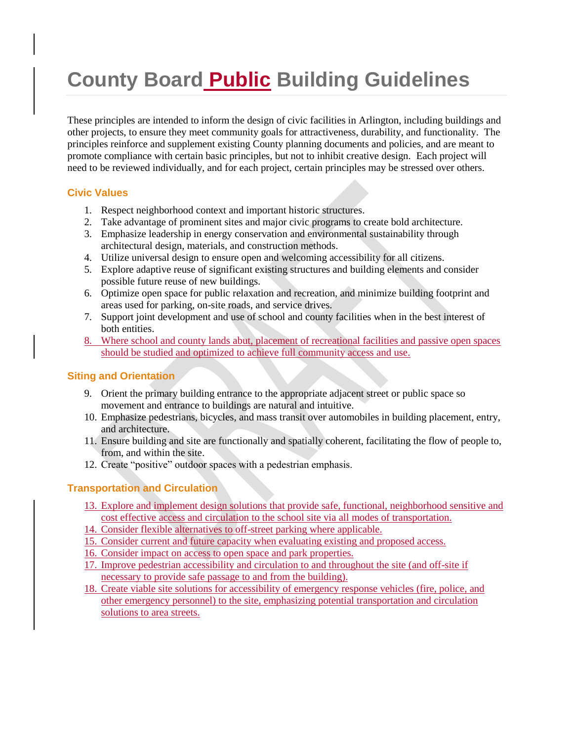# County Board Public Building Guidelines

These principles are intended to inform the design of civic facilities in Arlington, including buildings and other projects, to ensure they meet community goals for attractiveness, durability, and functionality. The principles reinforce and supplement existing County planning documents and policies, and are meant to promote compliance with certain basic principles, but not to inhibit creative design. Each project will need to be reviewed individually, and for each project, certain principles may be stressed over others.

### Civic Values

1. Respect neighborhood context and important historic structures.
2. Take advantage of prominent sites and major civic programs to create bold architecture.
3. Emphasize leadership in energy conservation and environmental sustainability through architectural design, materials, and construction methods.
4. Utilize universal design to ensure open and welcoming accessibility for all citizens.
5. Explore adaptive reuse of significant existing structures and building elements and consider possible future reuse of new buildings.
6. Optimize open space for public relaxation and recreation, and minimize building footprint and areas used for parking, on-site roads, and service drives.
7. Support joint development and use of school and county facilities when in the best interest of both entities.
8. Where school and county lands abut, placement of recreational facilities and passive open spaces should be studied and optimized to achieve full community access and use.

### Siting and Orientation

9. Orient the primary building entrance to the appropriate adjacent street or public space so movement and entrance to buildings are natural and intuitive.
10. Emphasize pedestrians, bicycles, and mass transit over automobiles in building placement, entry, and architecture.
11. Ensure building and site are functionally and spatially coherent, facilitating the flow of people to, from, and within the site.
12. Create "positive" outdoor spaces with a pedestrian emphasis.

### Transportation and Circulation

13. Explore and implement design solutions that provide safe, functional, neighborhood sensitive and cost effective access and circulation to the school site via all modes of transportation.
14. Consider flexible alternatives to off-street parking where applicable.
15. Consider current and future capacity when evaluating existing and proposed access.
16. Consider impact on access to open space and park properties.
17. Improve pedestrian accessibility and circulation to and throughout the site (and off-site if necessary to provide safe passage to and from the building).
18. Create viable site solutions for accessibility of emergency response vehicles (fire, police, and other emergency personnel) to the site, emphasizing potential transportation and circulation solutions to area streets.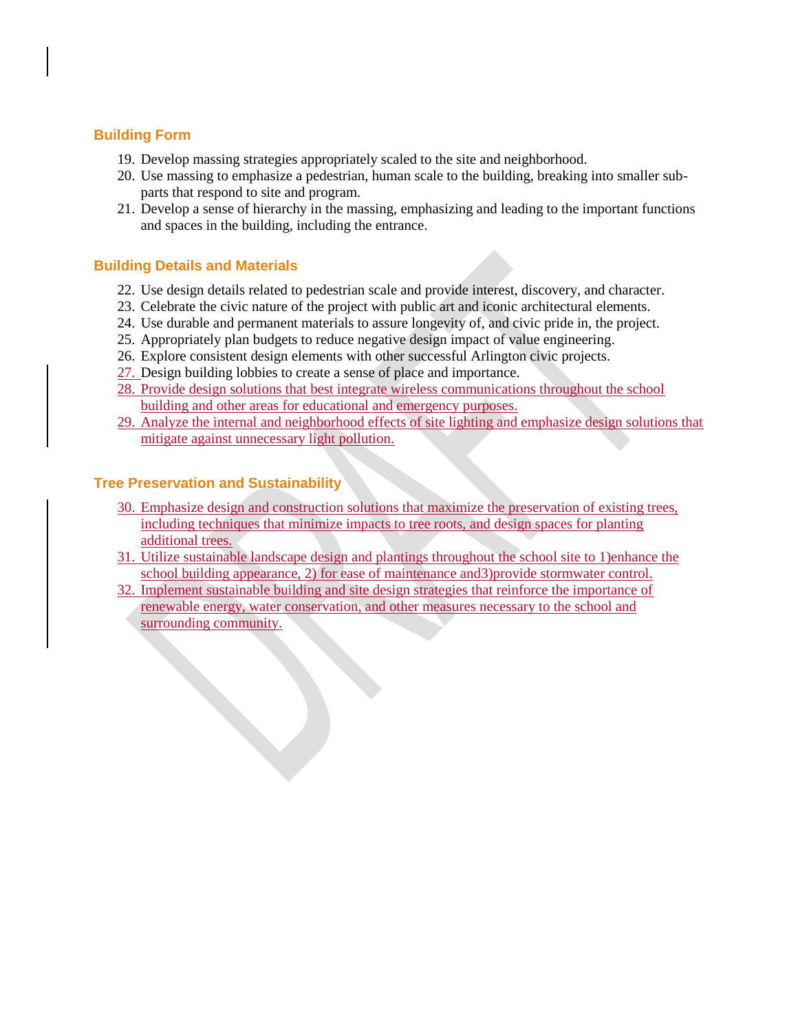### Building Form

19. Develop massing strategies appropriately scaled to the site and neighborhood.
20. Use massing to emphasize a pedestrian, human scale to the building, breaking into smaller sub-parts that respond to site and program.
21. Develop a sense of hierarchy in the massing, emphasizing and leading to the important functions and spaces in the building, including the entrance.

### Building Details and Materials

22. Use design details related to pedestrian scale and provide interest, discovery, and character.
23. Celebrate the civic nature of the project with public art and iconic architectural elements.
24. Use durable and permanent materials to assure longevity of, and civic pride in, the project.
25. Appropriately plan budgets to reduce negative design impact of value engineering.
26. Explore consistent design elements with other successful Arlington civic projects.
27. Design building lobbies to create a sense of place and importance.
28. Provide design solutions that best integrate wireless communications throughout the school building and other areas for educational and emergency purposes.
29. Analyze the internal and neighborhood effects of site lighting and emphasize design solutions that mitigate against unnecessary light pollution.

### Tree Preservation and Sustainability

30. Emphasize design and construction solutions that maximize the preservation of existing trees, including techniques that minimize impacts to tree roots, and design spaces for planting additional trees.
31. Utilize sustainable landscape design and plantings throughout the school site to 1)enhance the school building appearance, 2) for ease of maintenance and3)provide stormwater control.
32. Implement sustainable building and site design strategies that reinforce the importance of renewable energy, water conservation, and other measures necessary to the school and surrounding community.